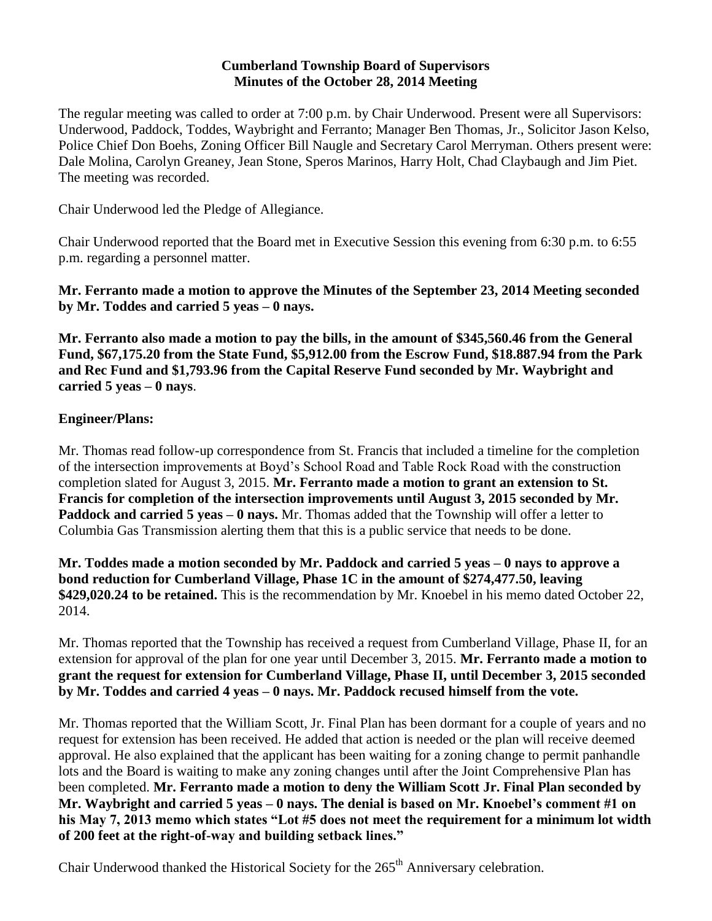# Cumberland Township Board of Supervisors
## Minutes of the October 28, 2014 Meeting

The regular meeting was called to order at 7:00 p.m. by Chair Underwood. Present were all Supervisors: Underwood, Paddock, Toddes, Waybright and Ferranto; Manager Ben Thomas, Jr., Solicitor Jason Kelso, Police Chief Don Boehs, Zoning Officer Bill Naugle and Secretary Carol Merryman. Others present were: Dale Molina, Carolyn Greaney, Jean Stone, Speros Marinos, Harry Holt, Chad Claybaugh and Jim Piet. The meeting was recorded.

Chair Underwood led the Pledge of Allegiance.

Chair Underwood reported that the Board met in Executive Session this evening from 6:30 p.m. to 6:55 p.m. regarding a personnel matter.

**Mr. Ferranto made a motion to approve the Minutes of the September 23, 2014 Meeting seconded by Mr. Toddes and carried 5 yeas – 0 nays.**

**Mr. Ferranto also made a motion to pay the bills, in the amount of $345,560.46 from the General Fund, $67,175.20 from the State Fund, $5,912.00 from the Escrow Fund, $18.887.94 from the Park and Rec Fund and $1,793.96 from the Capital Reserve Fund seconded by Mr. Waybright and carried 5 yeas – 0 nays**.

**Engineer/Plans:**

Mr. Thomas read follow-up correspondence from St. Francis that included a timeline for the completion of the intersection improvements at Boyd's School Road and Table Rock Road with the construction completion slated for August 3, 2015. **Mr. Ferranto made a motion to grant an extension to St. Francis for completion of the intersection improvements until August 3, 2015 seconded by Mr. Paddock and carried 5 yeas – 0 nays.** Mr. Thomas added that the Township will offer a letter to Columbia Gas Transmission alerting them that this is a public service that needs to be done.

**Mr. Toddes made a motion seconded by Mr. Paddock and carried 5 yeas – 0 nays to approve a bond reduction for Cumberland Village, Phase 1C in the amount of $274,477.50, leaving $429,020.24 to be retained.** This is the recommendation by Mr. Knoebel in his memo dated October 22, 2014.

Mr. Thomas reported that the Township has received a request from Cumberland Village, Phase II, for an extension for approval of the plan for one year until December 3, 2015. **Mr. Ferranto made a motion to grant the request for extension for Cumberland Village, Phase II, until December 3, 2015 seconded by Mr. Toddes and carried 4 yeas – 0 nays. Mr. Paddock recused himself from the vote.**

Mr. Thomas reported that the William Scott, Jr. Final Plan has been dormant for a couple of years and no request for extension has been received. He added that action is needed or the plan will receive deemed approval. He also explained that the applicant has been waiting for a zoning change to permit panhandle lots and the Board is waiting to make any zoning changes until after the Joint Comprehensive Plan has been completed. **Mr. Ferranto made a motion to deny the William Scott Jr. Final Plan seconded by Mr. Waybright and carried 5 yeas – 0 nays. The denial is based on Mr. Knoebel's comment #1 on his May 7, 2013 memo which states "Lot #5 does not meet the requirement for a minimum lot width of 200 feet at the right-of-way and building setback lines."**

Chair Underwood thanked the Historical Society for the 265th Anniversary celebration.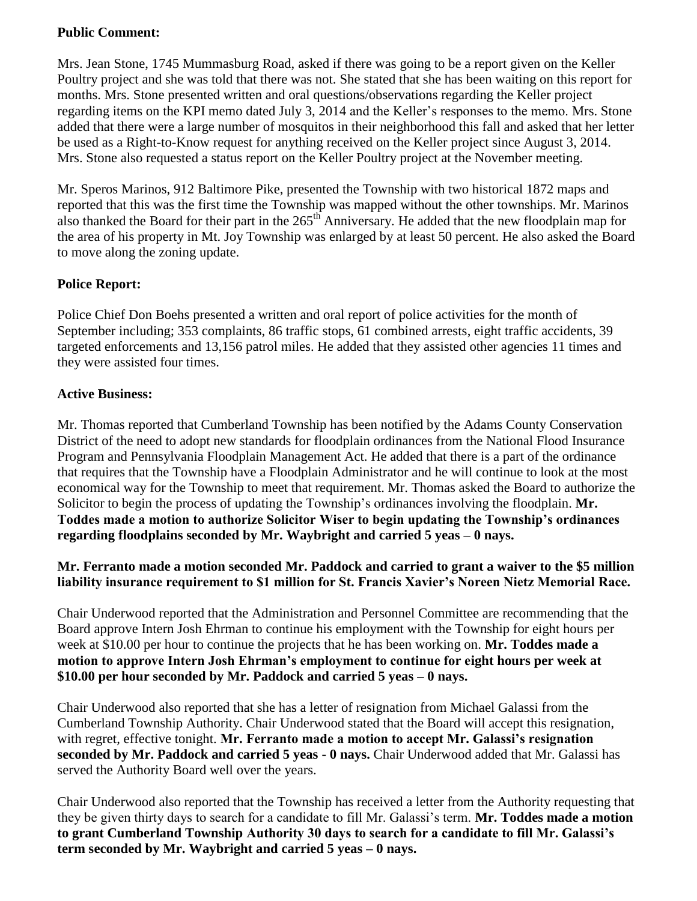**Public Comment:**

Mrs. Jean Stone, 1745 Mummasburg Road, asked if there was going to be a report given on the Keller Poultry project and she was told that there was not. She stated that she has been waiting on this report for months. Mrs. Stone presented written and oral questions/observations regarding the Keller project regarding items on the KPI memo dated July 3, 2014 and the Keller's responses to the memo. Mrs. Stone added that there were a large number of mosquitos in their neighborhood this fall and asked that her letter be used as a Right-to-Know request for anything received on the Keller project since August 3, 2014. Mrs. Stone also requested a status report on the Keller Poultry project at the November meeting.

Mr. Speros Marinos, 912 Baltimore Pike, presented the Township with two historical 1872 maps and reported that this was the first time the Township was mapped without the other townships. Mr. Marinos also thanked the Board for their part in the 265th Anniversary. He added that the new floodplain map for the area of his property in Mt. Joy Township was enlarged by at least 50 percent. He also asked the Board to move along the zoning update.

**Police Report:**

Police Chief Don Boehs presented a written and oral report of police activities for the month of September including; 353 complaints, 86 traffic stops, 61 combined arrests, eight traffic accidents, 39 targeted enforcements and 13,156 patrol miles. He added that they assisted other agencies 11 times and they were assisted four times.

**Active Business:**

Mr. Thomas reported that Cumberland Township has been notified by the Adams County Conservation District of the need to adopt new standards for floodplain ordinances from the National Flood Insurance Program and Pennsylvania Floodplain Management Act. He added that there is a part of the ordinance that requires that the Township have a Floodplain Administrator and he will continue to look at the most economical way for the Township to meet that requirement. Mr. Thomas asked the Board to authorize the Solicitor to begin the process of updating the Township's ordinances involving the floodplain. **Mr. Toddes made a motion to authorize Solicitor Wiser to begin updating the Township's ordinances regarding floodplains seconded by Mr. Waybright and carried 5 yeas – 0 nays.**

**Mr. Ferranto made a motion seconded Mr. Paddock and carried to grant a waiver to the $5 million liability insurance requirement to $1 million for St. Francis Xavier's Noreen Nietz Memorial Race.**

Chair Underwood reported that the Administration and Personnel Committee are recommending that the Board approve Intern Josh Ehrman to continue his employment with the Township for eight hours per week at $10.00 per hour to continue the projects that he has been working on. **Mr. Toddes made a motion to approve Intern Josh Ehrman's employment to continue for eight hours per week at $10.00 per hour seconded by Mr. Paddock and carried 5 yeas – 0 nays.**

Chair Underwood also reported that she has a letter of resignation from Michael Galassi from the Cumberland Township Authority. Chair Underwood stated that the Board will accept this resignation, with regret, effective tonight. **Mr. Ferranto made a motion to accept Mr. Galassi's resignation seconded by Mr. Paddock and carried 5 yeas - 0 nays.** Chair Underwood added that Mr. Galassi has served the Authority Board well over the years.

Chair Underwood also reported that the Township has received a letter from the Authority requesting that they be given thirty days to search for a candidate to fill Mr. Galassi's term. **Mr. Toddes made a motion to grant Cumberland Township Authority 30 days to search for a candidate to fill Mr. Galassi's term seconded by Mr. Waybright and carried 5 yeas – 0 nays.**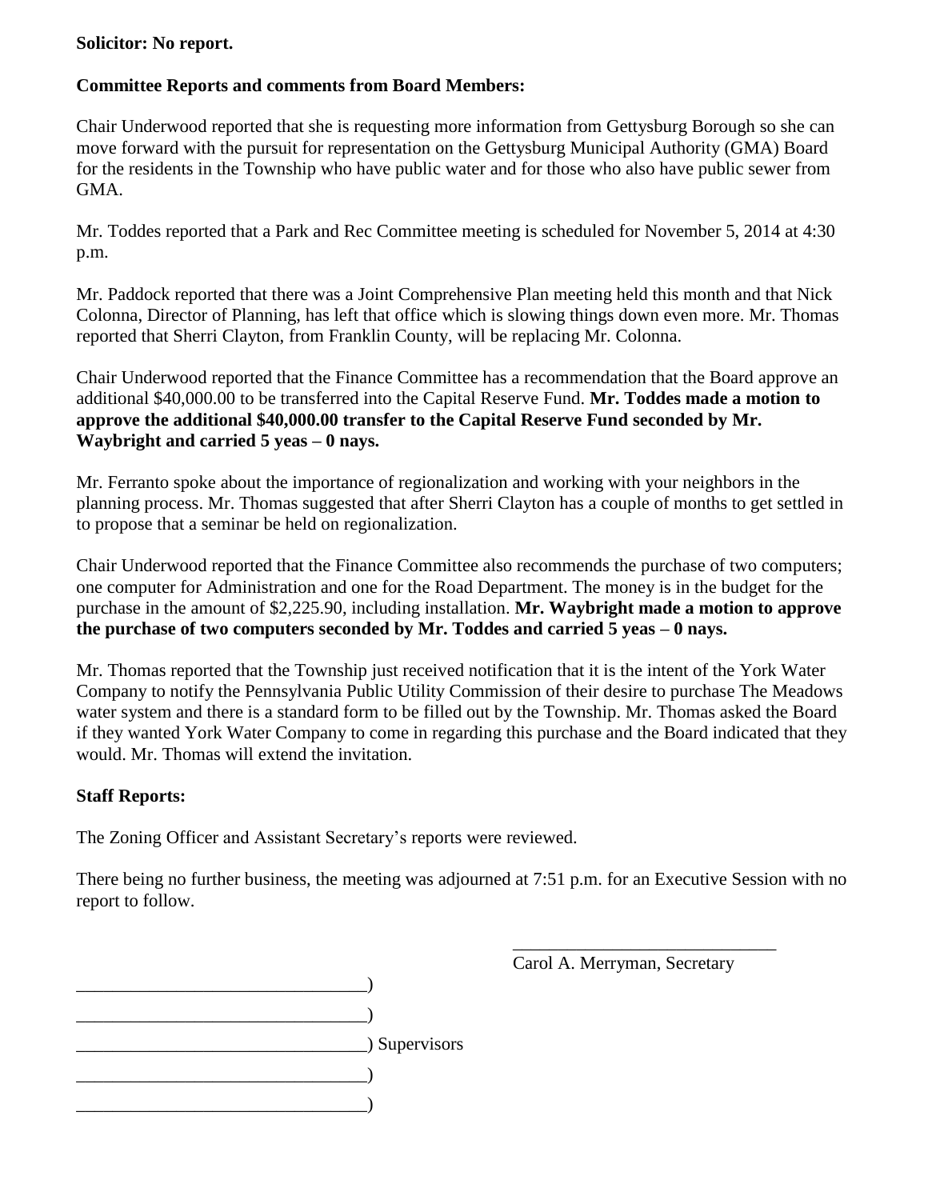**Solicitor: No report.**

**Committee Reports and comments from Board Members:**

Chair Underwood reported that she is requesting more information from Gettysburg Borough so she can move forward with the pursuit for representation on the Gettysburg Municipal Authority (GMA) Board for the residents in the Township who have public water and for those who also have public sewer from GMA.

Mr. Toddes reported that a Park and Rec Committee meeting is scheduled for November 5, 2014 at 4:30 p.m.

Mr. Paddock reported that there was a Joint Comprehensive Plan meeting held this month and that Nick Colonna, Director of Planning, has left that office which is slowing things down even more. Mr. Thomas reported that Sherri Clayton, from Franklin County, will be replacing Mr. Colonna.

Chair Underwood reported that the Finance Committee has a recommendation that the Board approve an additional $40,000.00 to be transferred into the Capital Reserve Fund. **Mr. Toddes made a motion to approve the additional $40,000.00 transfer to the Capital Reserve Fund seconded by Mr. Waybright and carried 5 yeas – 0 nays.**

Mr. Ferranto spoke about the importance of regionalization and working with your neighbors in the planning process. Mr. Thomas suggested that after Sherri Clayton has a couple of months to get settled in to propose that a seminar be held on regionalization.

Chair Underwood reported that the Finance Committee also recommends the purchase of two computers; one computer for Administration and one for the Road Department. The money is in the budget for the purchase in the amount of $2,225.90, including installation. **Mr. Waybright made a motion to approve the purchase of two computers seconded by Mr. Toddes and carried 5 yeas – 0 nays.**

Mr. Thomas reported that the Township just received notification that it is the intent of the York Water Company to notify the Pennsylvania Public Utility Commission of their desire to purchase The Meadows water system and there is a standard form to be filled out by the Township. Mr. Thomas asked the Board if they wanted York Water Company to come in regarding this purchase and the Board indicated that they would. Mr. Thomas will extend the invitation.

**Staff Reports:**

The Zoning Officer and Assistant Secretary's reports were reviewed.

There being no further business, the meeting was adjourned at 7:51 p.m. for an Executive Session with no report to follow.

_____________________________
Carol A. Merryman, Secretary

_______________________________)
_______________________________)
_______________________________) Supervisors
_______________________________)
_______________________________)